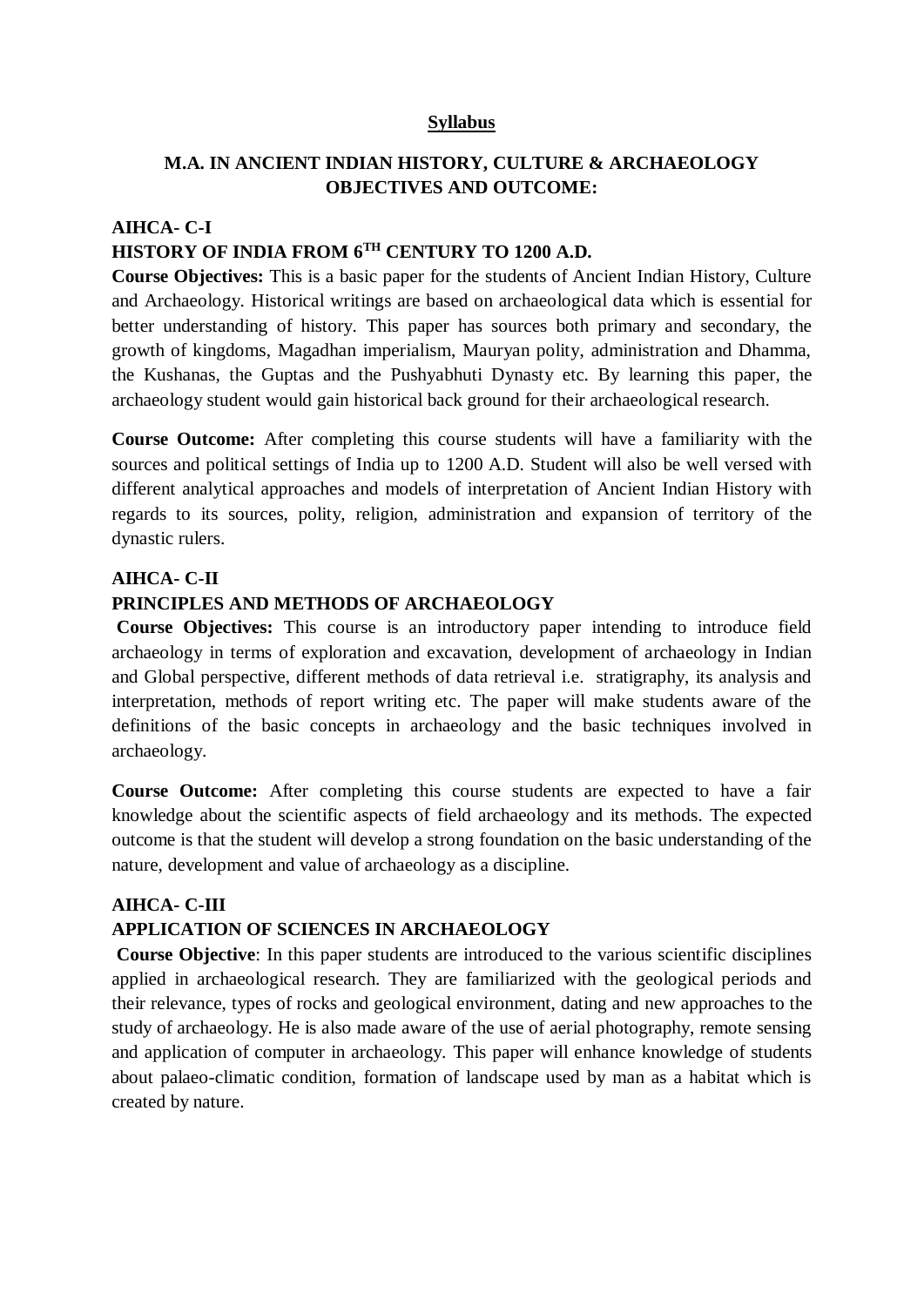# Syllabus

## M.A. IN ANCIENT INDIAN HISTORY, CULTURE & ARCHAEOLOGY OBJECTIVES AND OUTCOME:

### AIHCA- C-I
### HISTORY OF INDIA FROM 6TH CENTURY TO 1200 A.D.

**Course Objectives:** This is a basic paper for the students of Ancient Indian History, Culture and Archaeology. Historical writings are based on archaeological data which is essential for better understanding of history. This paper has sources both primary and secondary, the growth of kingdoms, Magadhan imperialism, Mauryan polity, administration and Dhamma, the Kushanas, the Guptas and the Pushyabhuti Dynasty etc. By learning this paper, the archaeology student would gain historical back ground for their archaeological research.

**Course Outcome:** After completing this course students will have a familiarity with the sources and political settings of India up to 1200 A.D. Student will also be well versed with different analytical approaches and models of interpretation of Ancient Indian History with regards to its sources, polity, religion, administration and expansion of territory of the dynastic rulers.

### AIHCA- C-II
### PRINCIPLES AND METHODS OF ARCHAEOLOGY

**Course Objectives:** This course is an introductory paper intending to introduce field archaeology in terms of exploration and excavation, development of archaeology in Indian and Global perspective, different methods of data retrieval i.e. stratigraphy, its analysis and interpretation, methods of report writing etc. The paper will make students aware of the definitions of the basic concepts in archaeology and the basic techniques involved in archaeology.

**Course Outcome:** After completing this course students are expected to have a fair knowledge about the scientific aspects of field archaeology and its methods. The expected outcome is that the student will develop a strong foundation on the basic understanding of the nature, development and value of archaeology as a discipline.

### AIHCA- C-III
### APPLICATION OF SCIENCES IN ARCHAEOLOGY

**Course Objective**: In this paper students are introduced to the various scientific disciplines applied in archaeological research. They are familiarized with the geological periods and their relevance, types of rocks and geological environment, dating and new approaches to the study of archaeology. He is also made aware of the use of aerial photography, remote sensing and application of computer in archaeology. This paper will enhance knowledge of students about palaeo-climatic condition, formation of landscape used by man as a habitat which is created by nature.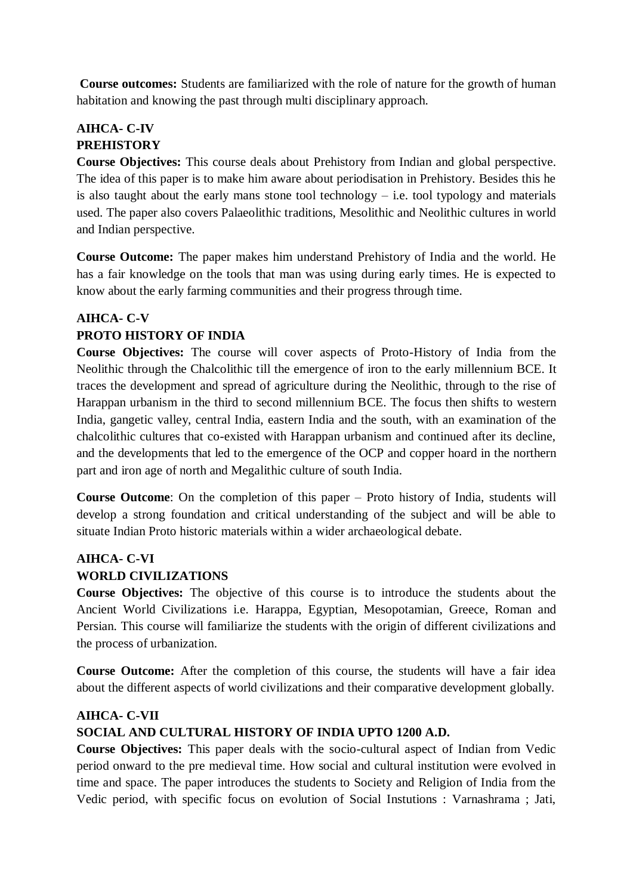**Course outcomes:** Students are familiarized with the role of nature for the growth of human habitation and knowing the past through multi disciplinary approach.

**AIHCA- C-IV**
**PREHISTORY**

**Course Objectives:** This course deals about Prehistory from Indian and global perspective. The idea of this paper is to make him aware about periodisation in Prehistory. Besides this he is also taught about the early mans stone tool technology – i.e. tool typology and materials used. The paper also covers Palaeolithic traditions, Mesolithic and Neolithic cultures in world and Indian perspective.

**Course Outcome:** The paper makes him understand Prehistory of India and the world. He has a fair knowledge on the tools that man was using during early times. He is expected to know about the early farming communities and their progress through time.

**AIHCA- C-V**
**PROTO HISTORY OF INDIA**

**Course Objectives:** The course will cover aspects of Proto-History of India from the Neolithic through the Chalcolithic till the emergence of iron to the early millennium BCE. It traces the development and spread of agriculture during the Neolithic, through to the rise of Harappan urbanism in the third to second millennium BCE. The focus then shifts to western India, gangetic valley, central India, eastern India and the south, with an examination of the chalcolithic cultures that co-existed with Harappan urbanism and continued after its decline, and the developments that led to the emergence of the OCP and copper hoard in the northern part and iron age of north and Megalithic culture of south India.

**Course Outcome**: On the completion of this paper – Proto history of India, students will develop a strong foundation and critical understanding of the subject and will be able to situate Indian Proto historic materials within a wider archaeological debate.

**AIHCA- C-VI**
**WORLD CIVILIZATIONS**

**Course Objectives:** The objective of this course is to introduce the students about the Ancient World Civilizations i.e. Harappa, Egyptian, Mesopotamian, Greece, Roman and Persian. This course will familiarize the students with the origin of different civilizations and the process of urbanization.

**Course Outcome:** After the completion of this course, the students will have a fair idea about the different aspects of world civilizations and their comparative development globally.

**AIHCA- C-VII**
**SOCIAL AND CULTURAL HISTORY OF INDIA UPTO 1200 A.D.**

**Course Objectives:** This paper deals with the socio-cultural aspect of Indian from Vedic period onward to the pre medieval time. How social and cultural institution were evolved in time and space. The paper introduces the students to Society and Religion of India from the Vedic period, with specific focus on evolution of Social Instutions : Varnashrama ; Jati,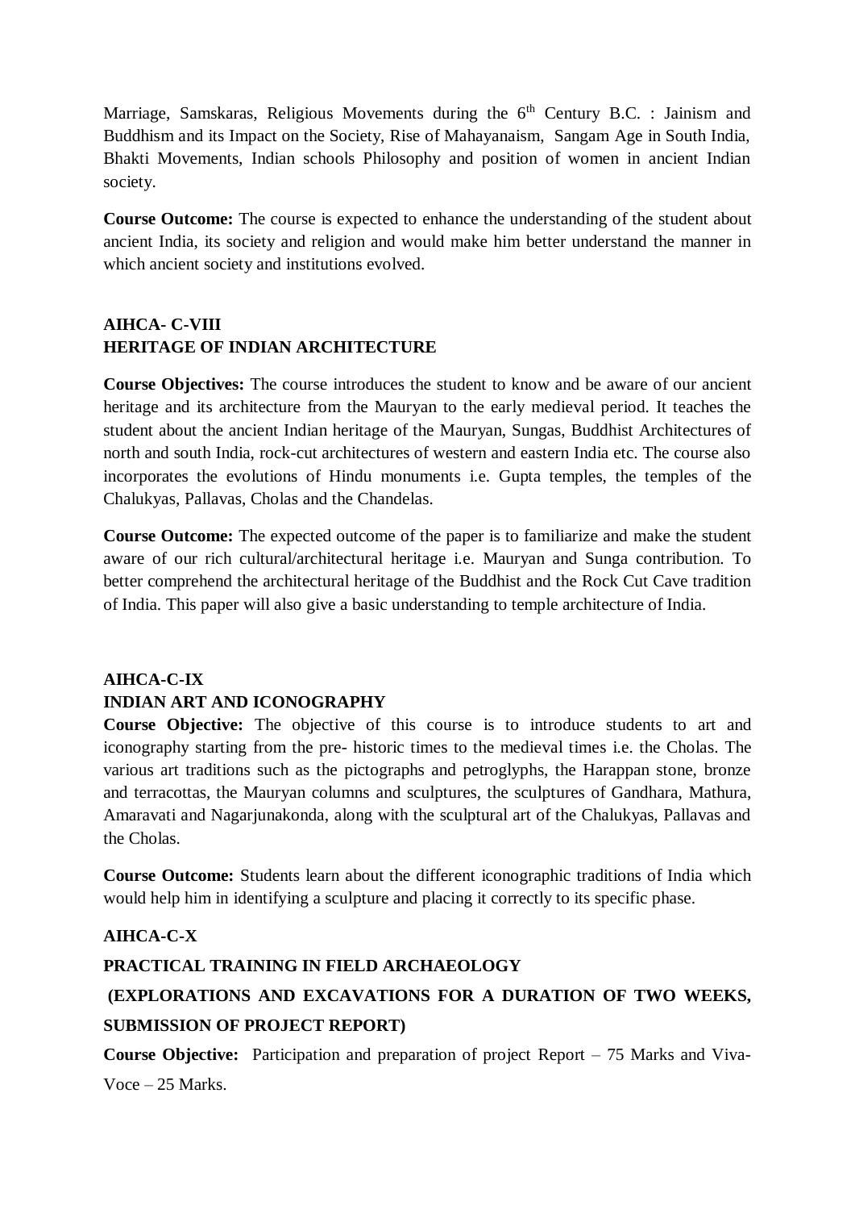Marriage, Samskaras, Religious Movements during the 6th Century B.C. : Jainism and Buddhism and its Impact on the Society, Rise of Mahayanaism, Sangam Age in South India, Bhakti Movements, Indian schools Philosophy and position of women in ancient Indian society.

**Course Outcome:** The course is expected to enhance the understanding of the student about ancient India, its society and religion and would make him better understand the manner in which ancient society and institutions evolved.

**AIHCA- C-VIII**
**HERITAGE OF INDIAN ARCHITECTURE**

**Course Objectives:** The course introduces the student to know and be aware of our ancient heritage and its architecture from the Mauryan to the early medieval period. It teaches the student about the ancient Indian heritage of the Mauryan, Sungas, Buddhist Architectures of north and south India, rock-cut architectures of western and eastern India etc. The course also incorporates the evolutions of Hindu monuments i.e. Gupta temples, the temples of the Chalukyas, Pallavas, Cholas and the Chandelas.

**Course Outcome:** The expected outcome of the paper is to familiarize and make the student aware of our rich cultural/architectural heritage i.e. Mauryan and Sunga contribution. To better comprehend the architectural heritage of the Buddhist and the Rock Cut Cave tradition of India. This paper will also give a basic understanding to temple architecture of India.

**AIHCA-C-IX**
**INDIAN ART AND ICONOGRAPHY**

**Course Objective:** The objective of this course is to introduce students to art and iconography starting from the pre- historic times to the medieval times i.e. the Cholas. The various art traditions such as the pictographs and petroglyphs, the Harappan stone, bronze and terracottas, the Mauryan columns and sculptures, the sculptures of Gandhara, Mathura, Amaravati and Nagarjunakonda, along with the sculptural art of the Chalukyas, Pallavas and the Cholas.

**Course Outcome:** Students learn about the different iconographic traditions of India which would help him in identifying a sculpture and placing it correctly to its specific phase.

**AIHCA-C-X**

**PRACTICAL TRAINING IN FIELD ARCHAEOLOGY**

**(EXPLORATIONS AND EXCAVATIONS FOR A DURATION OF TWO WEEKS, SUBMISSION OF PROJECT REPORT)**

**Course Objective:** Participation and preparation of project Report – 75 Marks and Viva-Voce – 25 Marks.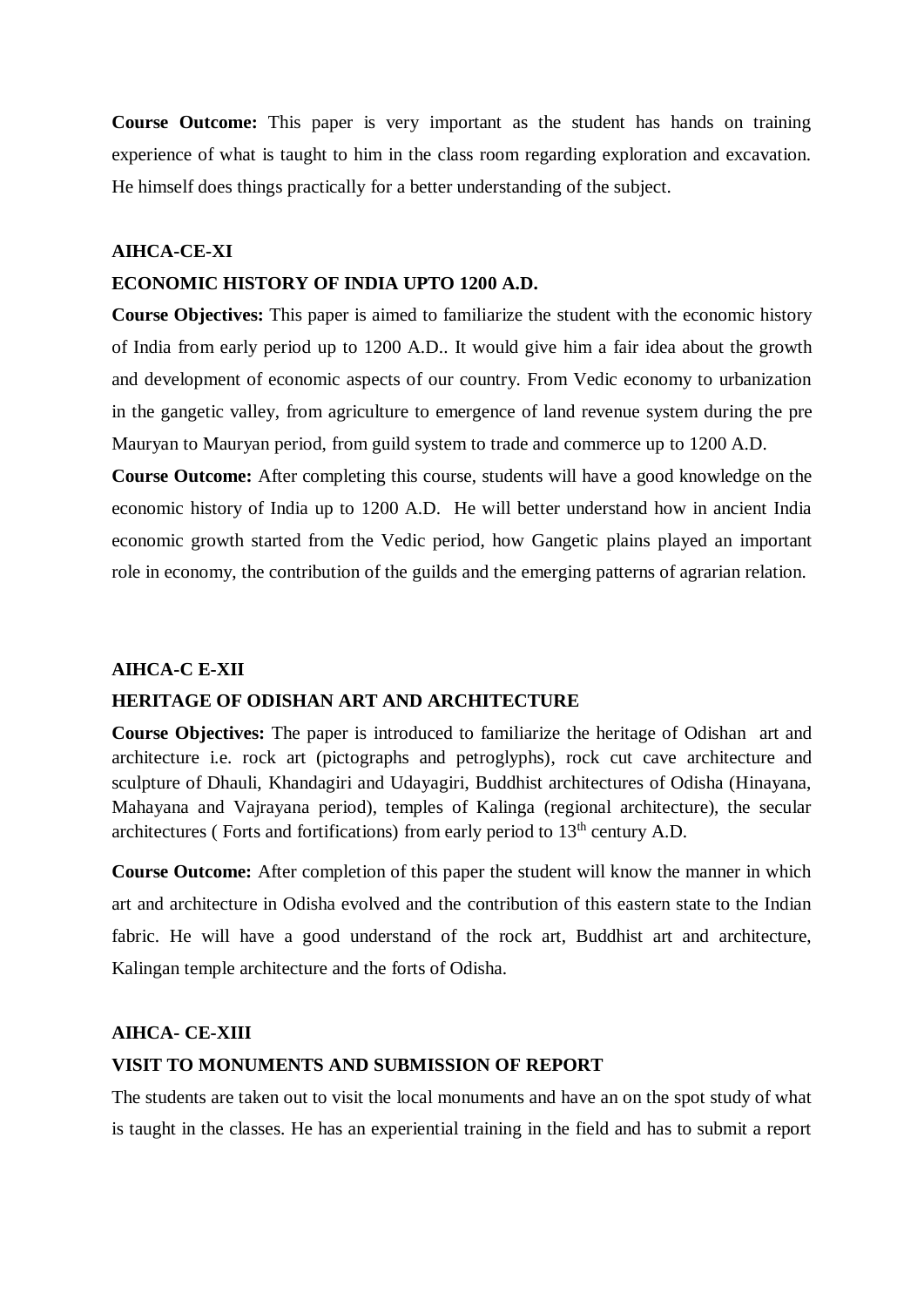**Course Outcome:** This paper is very important as the student has hands on training experience of what is taught to him in the class room regarding exploration and excavation. He himself does things practically for a better understanding of the subject.

**AIHCA-CE-XI**

**ECONOMIC HISTORY OF INDIA UPTO 1200 A.D.**

**Course Objectives:** This paper is aimed to familiarize the student with the economic history of India from early period up to 1200 A.D.. It would give him a fair idea about the growth and development of economic aspects of our country. From Vedic economy to urbanization in the gangetic valley, from agriculture to emergence of land revenue system during the pre Mauryan to Mauryan period, from guild system to trade and commerce up to 1200 A.D.

**Course Outcome:** After completing this course, students will have a good knowledge on the economic history of India up to 1200 A.D. He will better understand how in ancient India economic growth started from the Vedic period, how Gangetic plains played an important role in economy, the contribution of the guilds and the emerging patterns of agrarian relation.

**AIHCA-C E-XII**

**HERITAGE OF ODISHAN ART AND ARCHITECTURE**

**Course Objectives:** The paper is introduced to familiarize the heritage of Odishan art and architecture i.e. rock art (pictographs and petroglyphs), rock cut cave architecture and sculpture of Dhauli, Khandagiri and Udayagiri, Buddhist architectures of Odisha (Hinayana, Mahayana and Vajrayana period), temples of Kalinga (regional architecture), the secular architectures ( Forts and fortifications) from early period to 13th century A.D.

**Course Outcome:** After completion of this paper the student will know the manner in which art and architecture in Odisha evolved and the contribution of this eastern state to the Indian fabric. He will have a good understand of the rock art, Buddhist art and architecture, Kalingan temple architecture and the forts of Odisha.

**AIHCA- CE-XIII**

**VISIT TO MONUMENTS AND SUBMISSION OF REPORT**

The students are taken out to visit the local monuments and have an on the spot study of what is taught in the classes. He has an experiential training in the field and has to submit a report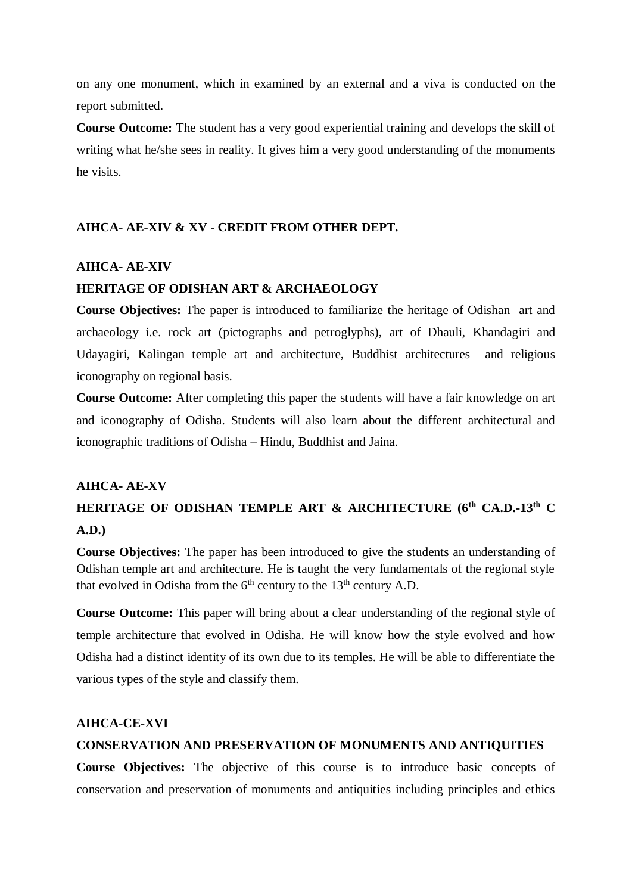on any one monument, which in examined by an external and a viva is conducted on the report submitted.

**Course Outcome:** The student has a very good experiential training and develops the skill of writing what he/she sees in reality. It gives him a very good understanding of the monuments he visits.

**AIHCA- AE-XIV & XV - CREDIT FROM OTHER DEPT.**

**AIHCA- AE-XIV**

**HERITAGE OF ODISHAN ART & ARCHAEOLOGY**

**Course Objectives:** The paper is introduced to familiarize the heritage of Odishan art and archaeology i.e. rock art (pictographs and petroglyphs), art of Dhauli, Khandagiri and Udayagiri, Kalingan temple art and architecture, Buddhist architectures and religious iconography on regional basis.

**Course Outcome:** After completing this paper the students will have a fair knowledge on art and iconography of Odisha. Students will also learn about the different architectural and iconographic traditions of Odisha – Hindu, Buddhist and Jaina.

**AIHCA- AE-XV**

**HERITAGE OF ODISHAN TEMPLE ART & ARCHITECTURE (6th CA.D.-13th C A.D.)**

**Course Objectives:** The paper has been introduced to give the students an understanding of Odishan temple art and architecture. He is taught the very fundamentals of the regional style that evolved in Odisha from the 6th century to the 13th century A.D.

**Course Outcome:** This paper will bring about a clear understanding of the regional style of temple architecture that evolved in Odisha. He will know how the style evolved and how Odisha had a distinct identity of its own due to its temples. He will be able to differentiate the various types of the style and classify them.

**AIHCA-CE-XVI**

**CONSERVATION AND PRESERVATION OF MONUMENTS AND ANTIQUITIES**

**Course Objectives:** The objective of this course is to introduce basic concepts of conservation and preservation of monuments and antiquities including principles and ethics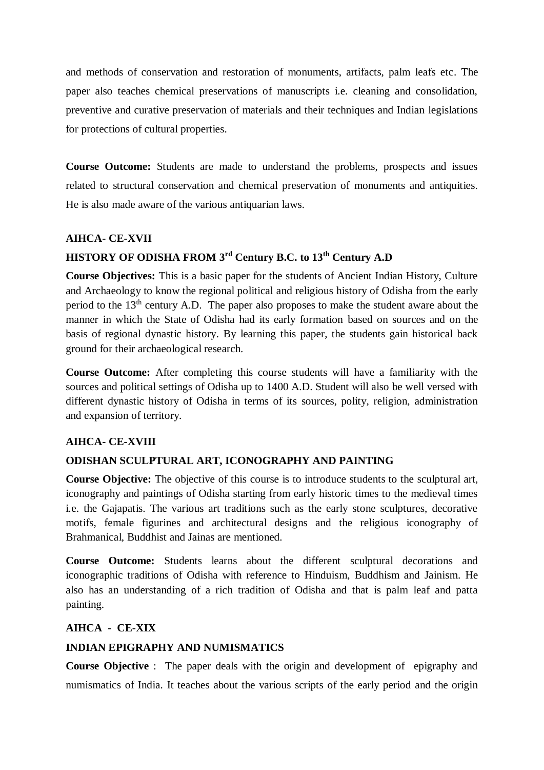and methods of conservation and restoration of monuments, artifacts, palm leafs etc. The paper also teaches chemical preservations of manuscripts i.e. cleaning and consolidation, preventive and curative preservation of materials and their techniques and Indian legislations for protections of cultural properties.

**Course Outcome:** Students are made to understand the problems, prospects and issues related to structural conservation and chemical preservation of monuments and antiquities. He is also made aware of the various antiquarian laws.

**AIHCA- CE-XVII**

**HISTORY OF ODISHA FROM 3rd Century B.C. to 13th Century A.D**

**Course Objectives:** This is a basic paper for the students of Ancient Indian History, Culture and Archaeology to know the regional political and religious history of Odisha from the early period to the 13th century A.D. The paper also proposes to make the student aware about the manner in which the State of Odisha had its early formation based on sources and on the basis of regional dynastic history. By learning this paper, the students gain historical back ground for their archaeological research.

**Course Outcome:** After completing this course students will have a familiarity with the sources and political settings of Odisha up to 1400 A.D. Student will also be well versed with different dynastic history of Odisha in terms of its sources, polity, religion, administration and expansion of territory.

**AIHCA- CE-XVIII**

**ODISHAN SCULPTURAL ART, ICONOGRAPHY AND PAINTING**

**Course Objective:** The objective of this course is to introduce students to the sculptural art, iconography and paintings of Odisha starting from early historic times to the medieval times i.e. the Gajapatis. The various art traditions such as the early stone sculptures, decorative motifs, female figurines and architectural designs and the religious iconography of Brahmanical, Buddhist and Jainas are mentioned.

**Course Outcome:** Students learns about the different sculptural decorations and iconographic traditions of Odisha with reference to Hinduism, Buddhism and Jainism. He also has an understanding of a rich tradition of Odisha and that is palm leaf and patta painting.

**AIHCA - CE-XIX**

**INDIAN EPIGRAPHY AND NUMISMATICS**

**Course Objective** : The paper deals with the origin and development of epigraphy and numismatics of India. It teaches about the various scripts of the early period and the origin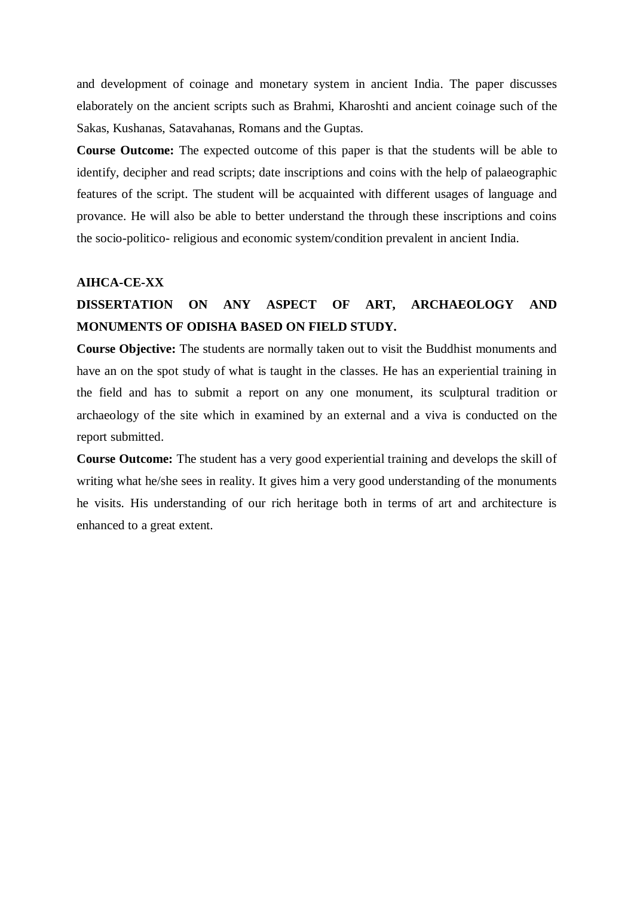and development of coinage and monetary system in ancient India. The paper discusses elaborately on the ancient scripts such as Brahmi, Kharoshti and ancient coinage such of the Sakas, Kushanas, Satavahanas, Romans and the Guptas.

**Course Outcome:** The expected outcome of this paper is that the students will be able to identify, decipher and read scripts; date inscriptions and coins with the help of palaeographic features of the script. The student will be acquainted with different usages of language and provance. He will also be able to better understand the through these inscriptions and coins the socio-politico- religious and economic system/condition prevalent in ancient India.

**AIHCA-CE-XX**

**DISSERTATION ON ANY ASPECT OF ART, ARCHAEOLOGY AND MONUMENTS OF ODISHA BASED ON FIELD STUDY.**

**Course Objective:** The students are normally taken out to visit the Buddhist monuments and have an on the spot study of what is taught in the classes. He has an experiential training in the field and has to submit a report on any one monument, its sculptural tradition or archaeology of the site which in examined by an external and a viva is conducted on the report submitted.

**Course Outcome:** The student has a very good experiential training and develops the skill of writing what he/she sees in reality. It gives him a very good understanding of the monuments he visits. His understanding of our rich heritage both in terms of art and architecture is enhanced to a great extent.